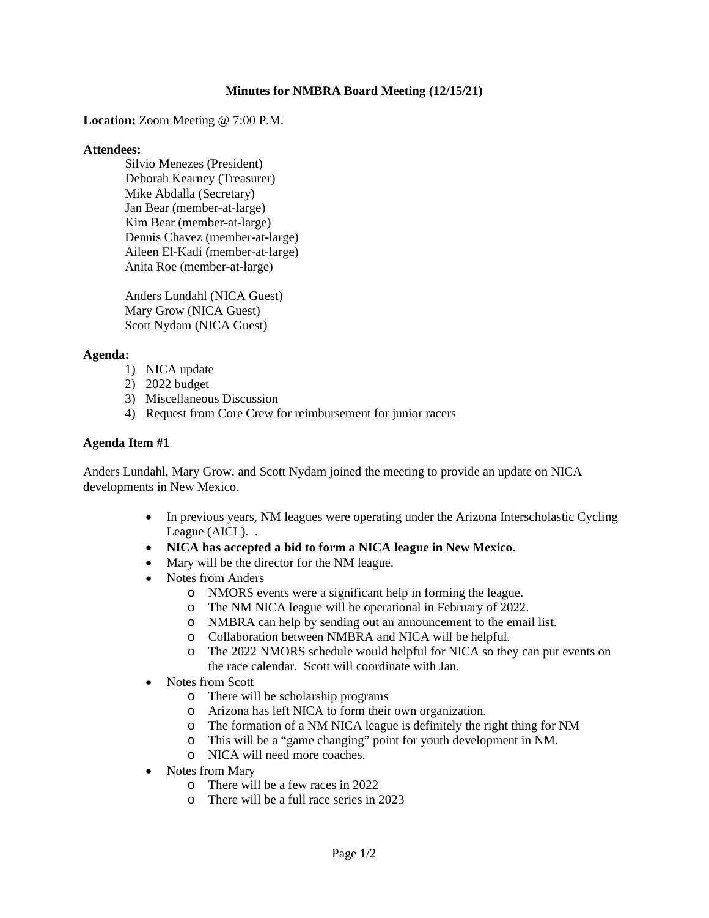**Minutes for NMBRA Board Meeting (12/15/21)**

**Location:** Zoom Meeting @ 7:00 P.M.

**Attendees:**

Silvio Menezes (President)
Deborah Kearney (Treasurer)
Mike Abdalla (Secretary)
Jan Bear (member-at-large)
Kim Bear (member-at-large)
Dennis Chavez (member-at-large)
Aileen El-Kadi (member-at-large)
Anita Roe (member-at-large)

Anders Lundahl (NICA Guest)
Mary Grow (NICA Guest)
Scott Nydam (NICA Guest)

**Agenda:**

1) NICA update
2) 2022 budget
3) Miscellaneous Discussion
4) Request from Core Crew for reimbursement for junior racers

**Agenda Item #1**

Anders Lundahl, Mary Grow, and Scott Nydam joined the meeting to provide an update on NICA developments in New Mexico.

- In previous years, NM leagues were operating under the Arizona Interscholastic Cycling League (AICL). .
- **NICA has accepted a bid to form a NICA league in New Mexico.**
- Mary will be the director for the NM league.
- Notes from Anders
    - NMORS events were a significant help in forming the league.
    - The NM NICA league will be operational in February of 2022.
    - NMBRA can help by sending out an announcement to the email list.
    - Collaboration between NMBRA and NICA will be helpful.
    - The 2022 NMORS schedule would helpful for NICA so they can put events on the race calendar. Scott will coordinate with Jan.
- Notes from Scott
    - There will be scholarship programs
    - Arizona has left NICA to form their own organization.
    - The formation of a NM NICA league is definitely the right thing for NM
    - This will be a "game changing" point for youth development in NM.
    - NICA will need more coaches.
- Notes from Mary
    - There will be a few races in 2022
    - There will be a full race series in 2023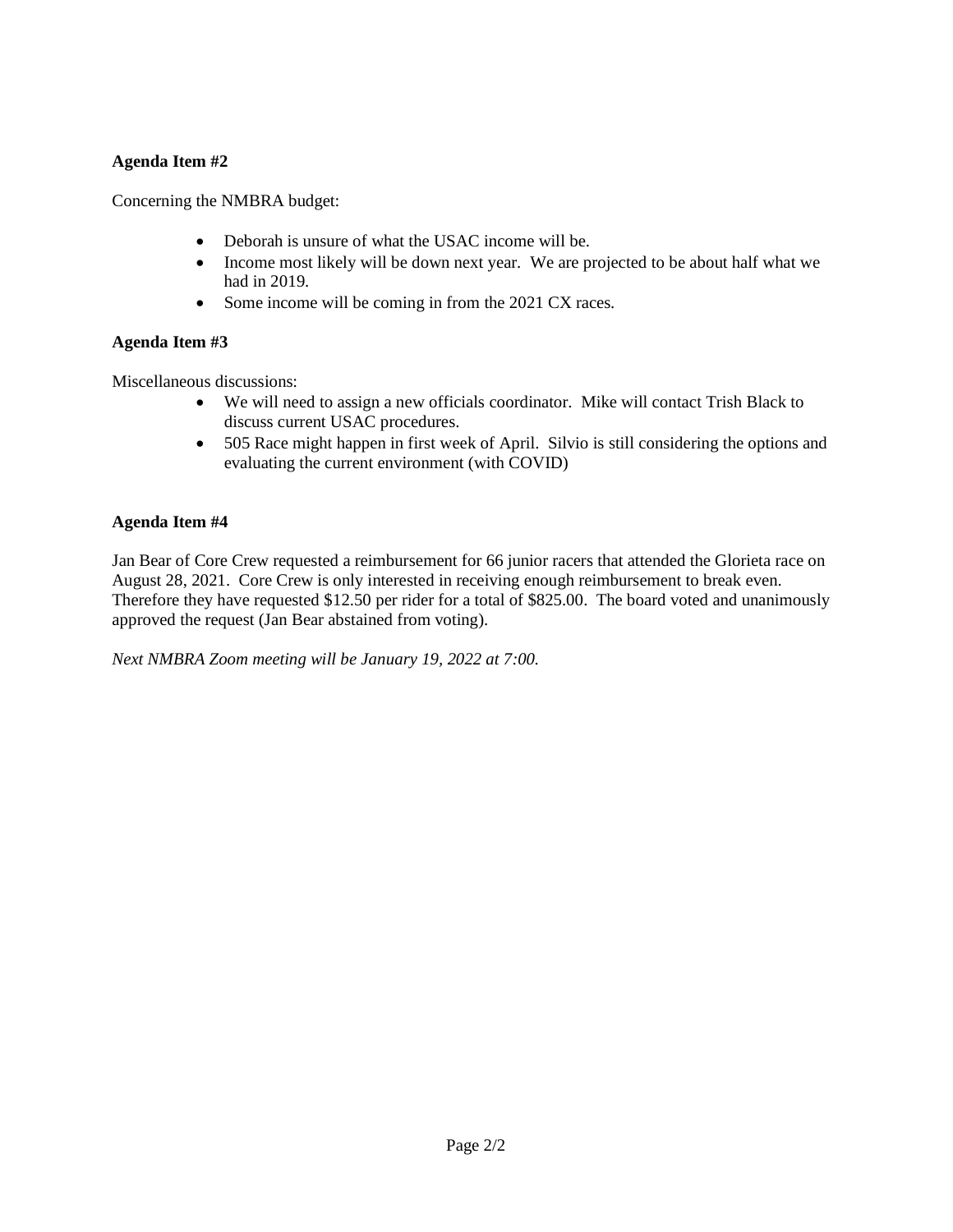**Agenda Item #2**

Concerning the NMBRA budget:

- Deborah is unsure of what the USAC income will be.
- Income most likely will be down next year. We are projected to be about half what we had in 2019.
- Some income will be coming in from the 2021 CX races.

**Agenda Item #3**

Miscellaneous discussions:

- We will need to assign a new officials coordinator. Mike will contact Trish Black to discuss current USAC procedures.
- 505 Race might happen in first week of April. Silvio is still considering the options and evaluating the current environment (with COVID)

**Agenda Item #4**

Jan Bear of Core Crew requested a reimbursement for 66 junior racers that attended the Glorieta race on August 28, 2021. Core Crew is only interested in receiving enough reimbursement to break even. Therefore they have requested $12.50 per rider for a total of $825.00. The board voted and unanimously approved the request (Jan Bear abstained from voting).

*Next NMBRA Zoom meeting will be January 19, 2022 at 7:00.*